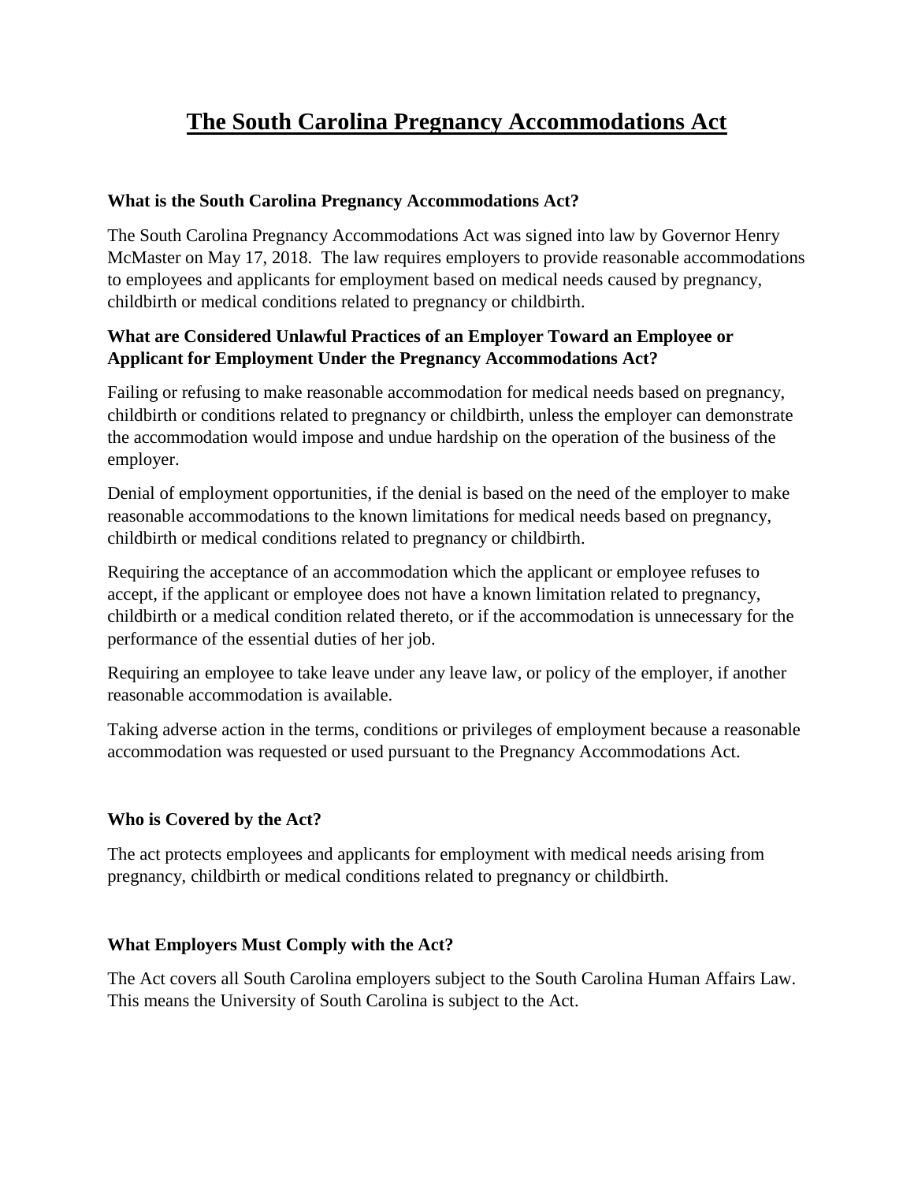# The South Carolina Pregnancy Accommodations Act

**What is the South Carolina Pregnancy Accommodations Act?**

The South Carolina Pregnancy Accommodations Act was signed into law by Governor Henry McMaster on May 17, 2018. The law requires employers to provide reasonable accommodations to employees and applicants for employment based on medical needs caused by pregnancy, childbirth or medical conditions related to pregnancy or childbirth.

**What are Considered Unlawful Practices of an Employer Toward an Employee or Applicant for Employment Under the Pregnancy Accommodations Act?**

Failing or refusing to make reasonable accommodation for medical needs based on pregnancy, childbirth or conditions related to pregnancy or childbirth, unless the employer can demonstrate the accommodation would impose and undue hardship on the operation of the business of the employer.

Denial of employment opportunities, if the denial is based on the need of the employer to make reasonable accommodations to the known limitations for medical needs based on pregnancy, childbirth or medical conditions related to pregnancy or childbirth.

Requiring the acceptance of an accommodation which the applicant or employee refuses to accept, if the applicant or employee does not have a known limitation related to pregnancy, childbirth or a medical condition related thereto, or if the accommodation is unnecessary for the performance of the essential duties of her job.

Requiring an employee to take leave under any leave law, or policy of the employer, if another reasonable accommodation is available.

Taking adverse action in the terms, conditions or privileges of employment because a reasonable accommodation was requested or used pursuant to the Pregnancy Accommodations Act.

**Who is Covered by the Act?**

The act protects employees and applicants for employment with medical needs arising from pregnancy, childbirth or medical conditions related to pregnancy or childbirth.

**What Employers Must Comply with the Act?**

The Act covers all South Carolina employers subject to the South Carolina Human Affairs Law. This means the University of South Carolina is subject to the Act.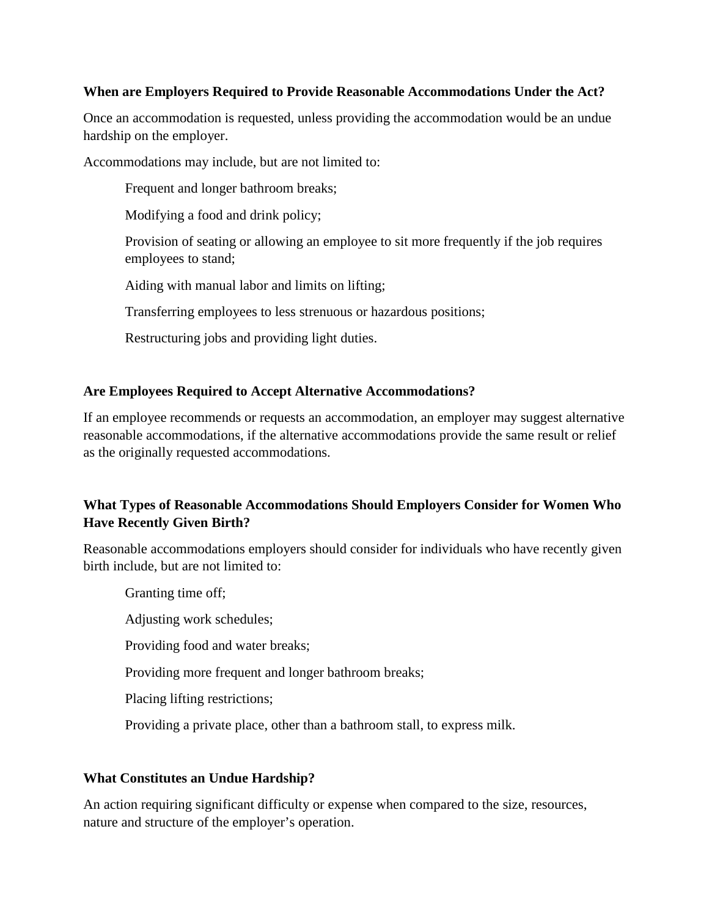**When are Employers Required to Provide Reasonable Accommodations Under the Act?**

Once an accommodation is requested, unless providing the accommodation would be an undue hardship on the employer.

Accommodations may include, but are not limited to:

- Frequent and longer bathroom breaks;
- Modifying a food and drink policy;
- Provision of seating or allowing an employee to sit more frequently if the job requires employees to stand;
- Aiding with manual labor and limits on lifting;
- Transferring employees to less strenuous or hazardous positions;
- Restructuring jobs and providing light duties.

**Are Employees Required to Accept Alternative Accommodations?**

If an employee recommends or requests an accommodation, an employer may suggest alternative reasonable accommodations, if the alternative accommodations provide the same result or relief as the originally requested accommodations.

**What Types of Reasonable Accommodations Should Employers Consider for Women Who Have Recently Given Birth?**

Reasonable accommodations employers should consider for individuals who have recently given birth include, but are not limited to:

- Granting time off;
- Adjusting work schedules;
- Providing food and water breaks;
- Providing more frequent and longer bathroom breaks;
- Placing lifting restrictions;
- Providing a private place, other than a bathroom stall, to express milk.

**What Constitutes an Undue Hardship?**

An action requiring significant difficulty or expense when compared to the size, resources, nature and structure of the employer's operation.